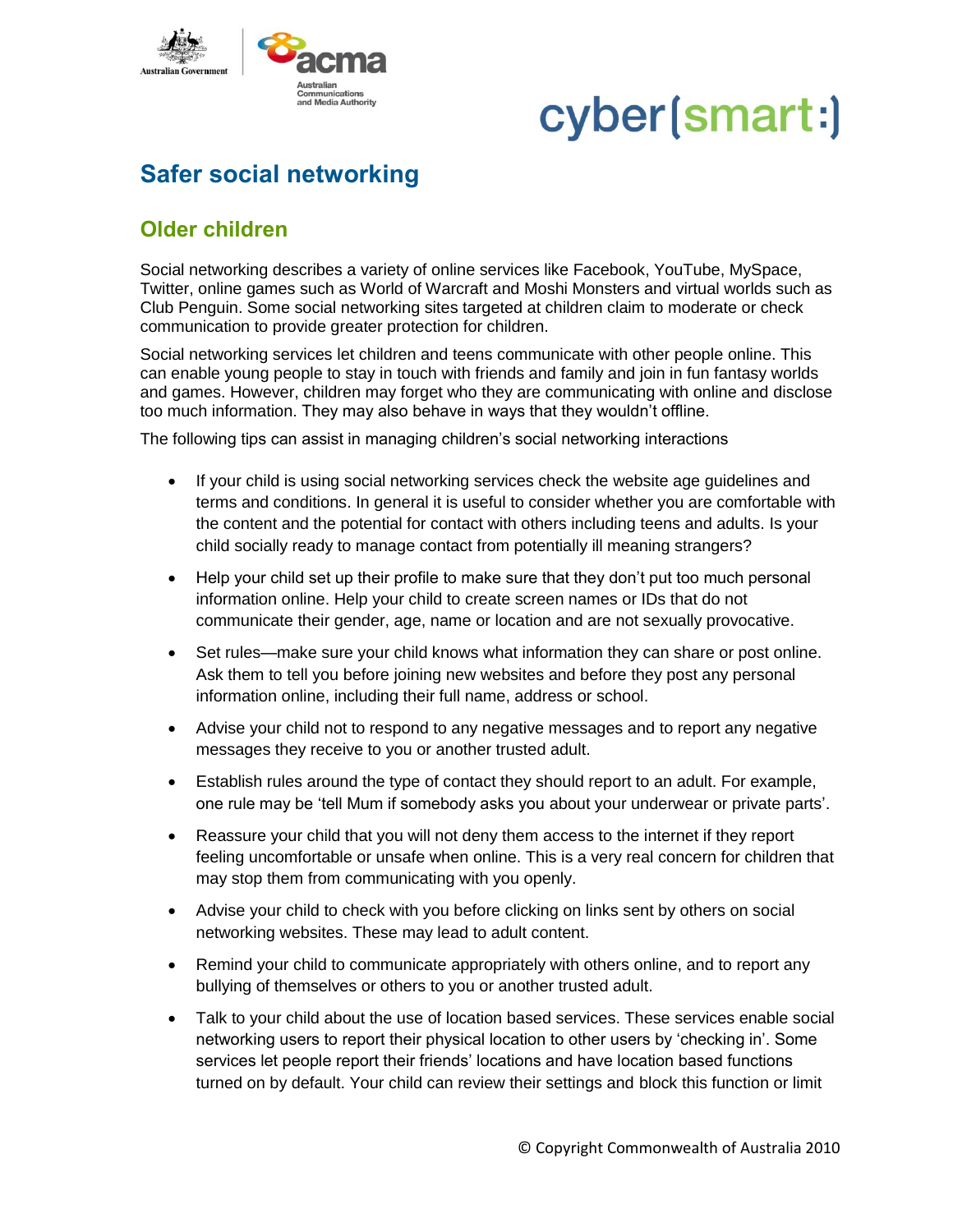# Safer social networking

## Older children

Social networking describes a variety of online services like Facebook, YouTube, MySpace, Twitter, online games such as World of Warcraft and Moshi Monsters and virtual worlds such as Club Penguin. Some social networking sites targeted at children claim to moderate or check communication to provide greater protection for children.

Social networking services let children and teens communicate with other people online. This can enable young people to stay in touch with friends and family and join in fun fantasy worlds and games. However, children may forget who they are communicating with online and disclose too much information. They may also behave in ways that they wouldn't offline.

The following tips can assist in managing children's social networking interactions

- If your child is using social networking services check the website age guidelines and terms and conditions. In general it is useful to consider whether you are comfortable with the content and the potential for contact with others including teens and adults. Is your child socially ready to manage contact from potentially ill meaning strangers?
- Help your child set up their profile to make sure that they don't put too much personal information online. Help your child to create screen names or IDs that do not communicate their gender, age, name or location and are not sexually provocative.
- Set rules—make sure your child knows what information they can share or post online. Ask them to tell you before joining new websites and before they post any personal information online, including their full name, address or school.
- Advise your child not to respond to any negative messages and to report any negative messages they receive to you or another trusted adult.
- Establish rules around the type of contact they should report to an adult. For example, one rule may be 'tell Mum if somebody asks you about your underwear or private parts'.
- Reassure your child that you will not deny them access to the internet if they report feeling uncomfortable or unsafe when online. This is a very real concern for children that may stop them from communicating with you openly.
- Advise your child to check with you before clicking on links sent by others on social networking websites. These may lead to adult content.
- Remind your child to communicate appropriately with others online, and to report any bullying of themselves or others to you or another trusted adult.
- Talk to your child about the use of location based services. These services enable social networking users to report their physical location to other users by 'checking in'. Some services let people report their friends' locations and have location based functions turned on by default. Your child can review their settings and block this function or limit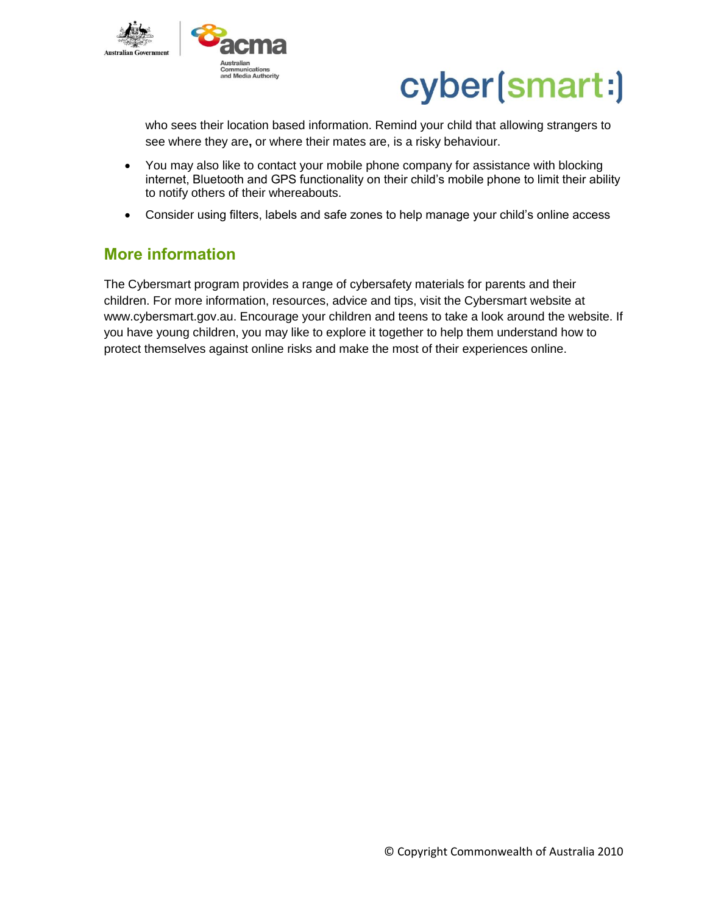who sees their location based information. Remind your child that allowing strangers to see where they are**,** or where their mates are, is a risky behaviour.

- You may also like to contact your mobile phone company for assistance with blocking internet, Bluetooth and GPS functionality on their child's mobile phone to limit their ability to notify others of their whereabouts.
- Consider using filters, labels and safe zones to help manage your child's online access

## More information

The Cybersmart program provides a range of cybersafety materials for parents and their children. For more information, resources, advice and tips, visit the Cybersmart website at www.cybersmart.gov.au. Encourage your children and teens to take a look around the website. If you have young children, you may like to explore it together to help them understand how to protect themselves against online risks and make the most of their experiences online.

© Copyright Commonwealth of Australia 2010